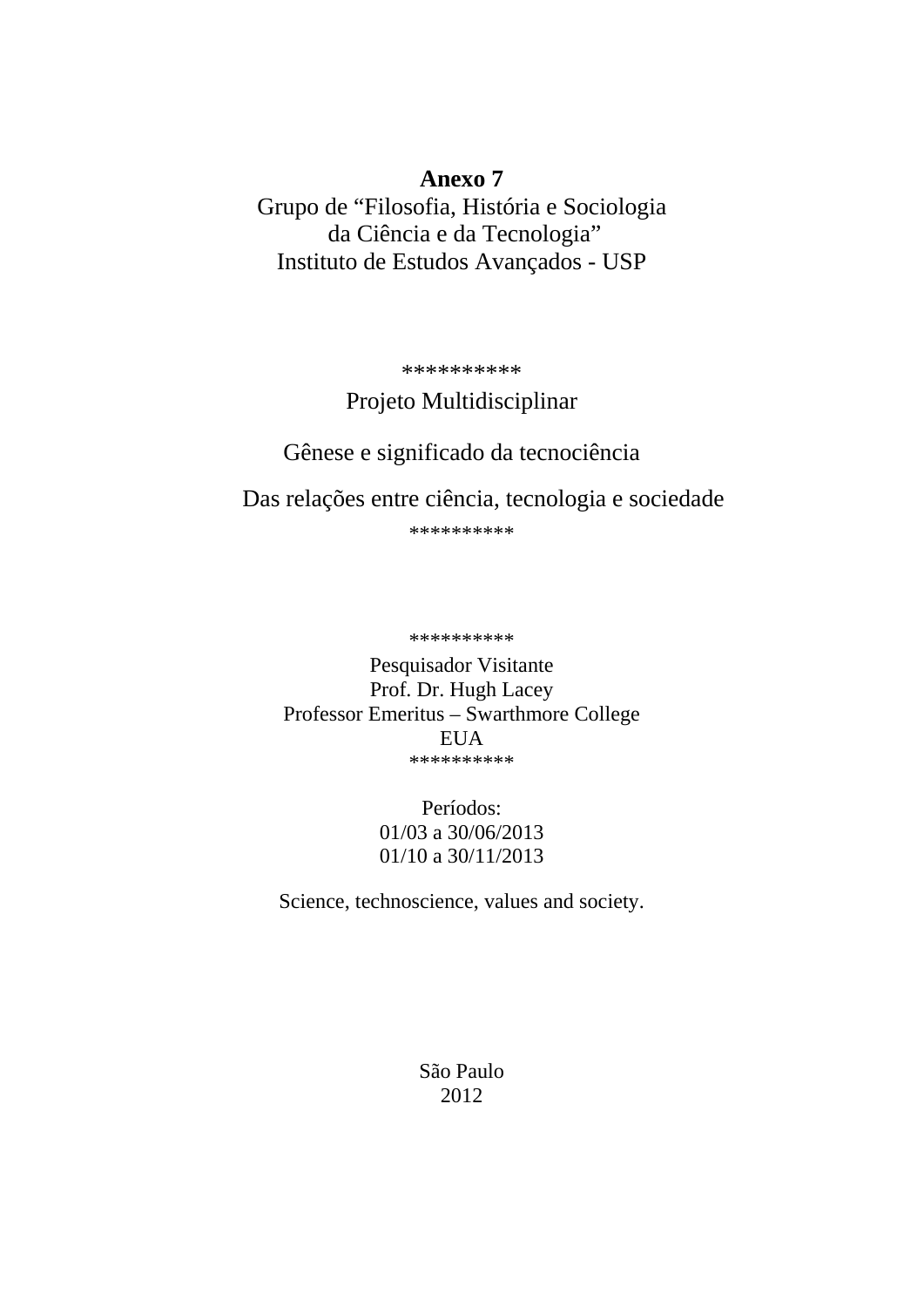**Anexo 7**

Grupo de “Filosofia, História e Sociologia da Ciência e da Tecnologia”

Instituto de Estudos Avançados - USP

**********

Projeto Multidisciplinar

Gênese e significado da tecnociência

Das relações entre ciência, tecnologia e sociedade

**********

**********

Pesquisador Visitante

Prof. Dr. Hugh Lacey

Professor Emeritus – Swarthmore College

EUA

**********

Períodos:

01/03 a 30/06/2013

01/10 a 30/11/2013

Science, technoscience, values and society.

São Paulo

2012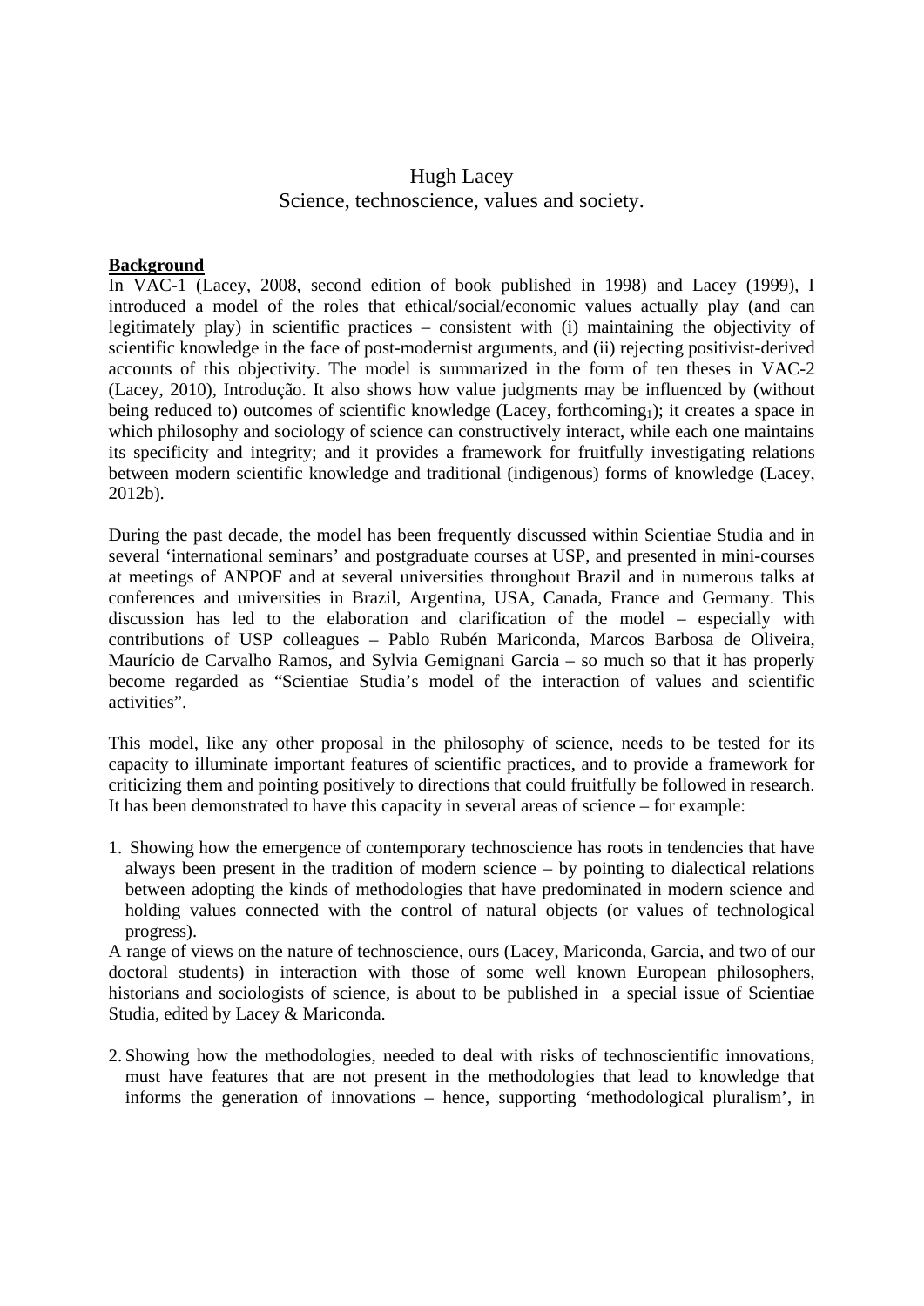Hugh Lacey

Science, technoscience, values and society.

**Background**

In VAC-1 (Lacey, 2008, second edition of book published in 1998) and Lacey (1999), I introduced a model of the roles that ethical/social/economic values actually play (and can legitimately play) in scientific practices – consistent with (i) maintaining the objectivity of scientific knowledge in the face of post-modernist arguments, and (ii) rejecting positivist-derived accounts of this objectivity. The model is summarized in the form of ten theses in VAC-2 (Lacey, 2010), Introdução. It also shows how value judgments may be influenced by (without being reduced to) outcomes of scientific knowledge (Lacey, forthcoming$_1$); it creates a space in which philosophy and sociology of science can constructively interact, while each one maintains its specificity and integrity; and it provides a framework for fruitfully investigating relations between modern scientific knowledge and traditional (indigenous) forms of knowledge (Lacey, 2012b).

During the past decade, the model has been frequently discussed within Scientiae Studia and in several 'international seminars' and postgraduate courses at USP, and presented in mini-courses at meetings of ANPOF and at several universities throughout Brazil and in numerous talks at conferences and universities in Brazil, Argentina, USA, Canada, France and Germany. This discussion has led to the elaboration and clarification of the model – especially with contributions of USP colleagues – Pablo Rubén Mariconda, Marcos Barbosa de Oliveira, Maurício de Carvalho Ramos, and Sylvia Gemignani Garcia – so much so that it has properly become regarded as "Scientiae Studia's model of the interaction of values and scientific activities".

This model, like any other proposal in the philosophy of science, needs to be tested for its capacity to illuminate important features of scientific practices, and to provide a framework for criticizing them and pointing positively to directions that could fruitfully be followed in research. It has been demonstrated to have this capacity in several areas of science – for example:

1. Showing how the emergence of contemporary technoscience has roots in tendencies that have always been present in the tradition of modern science – by pointing to dialectical relations between adopting the kinds of methodologies that have predominated in modern science and holding values connected with the control of natural objects (or values of technological progress).

A range of views on the nature of technoscience, ours (Lacey, Mariconda, Garcia, and two of our doctoral students) in interaction with those of some well known European philosophers, historians and sociologists of science, is about to be published in a special issue of Scientiae Studia, edited by Lacey & Mariconda.

2. Showing how the methodologies, needed to deal with risks of technoscientific innovations, must have features that are not present in the methodologies that lead to knowledge that informs the generation of innovations – hence, supporting 'methodological pluralism', in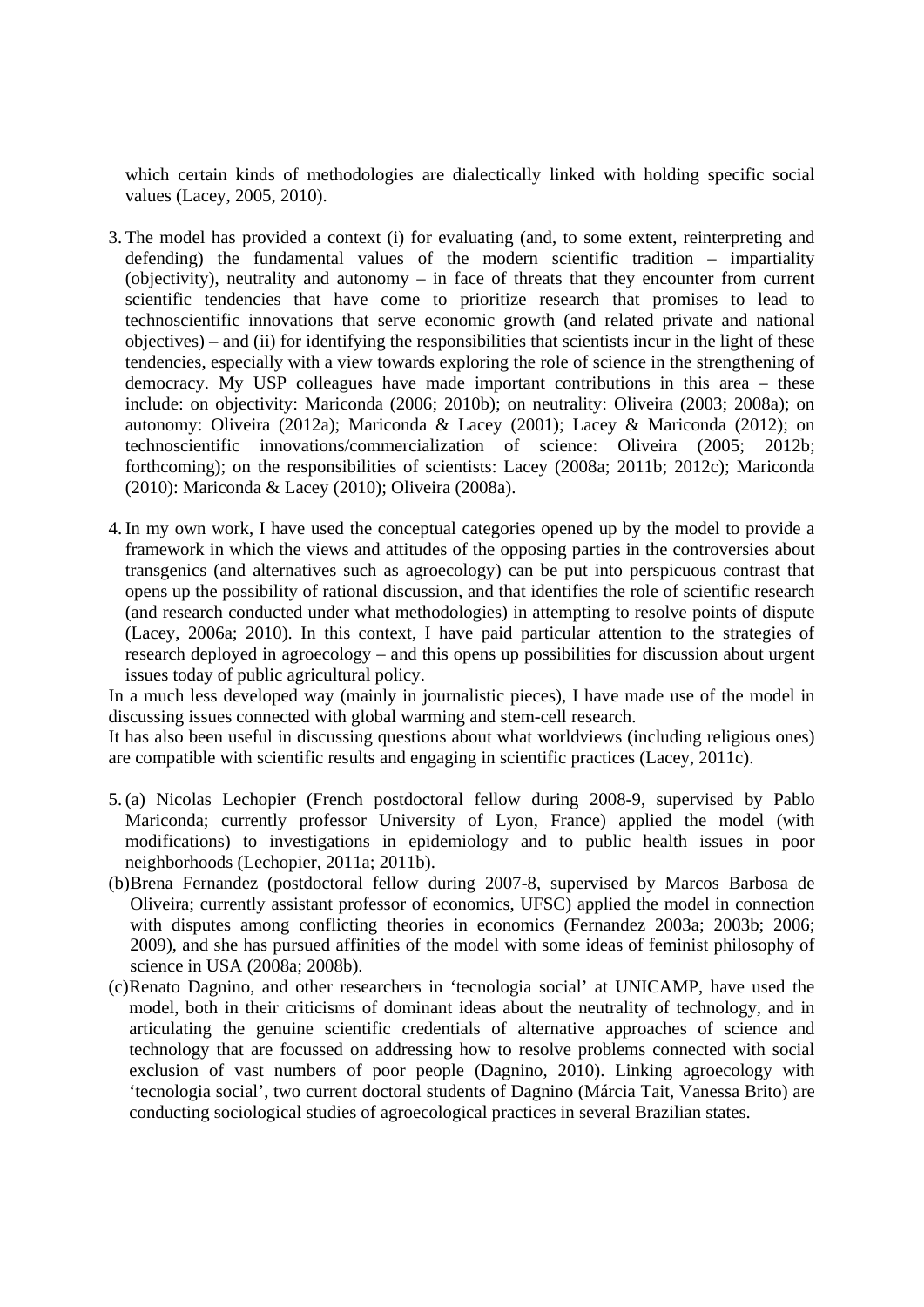which certain kinds of methodologies are dialectically linked with holding specific social values (Lacey, 2005, 2010).

3. The model has provided a context (i) for evaluating (and, to some extent, reinterpreting and defending) the fundamental values of the modern scientific tradition – impartiality (objectivity), neutrality and autonomy – in face of threats that they encounter from current scientific tendencies that have come to prioritize research that promises to lead to technoscientific innovations that serve economic growth (and related private and national objectives) – and (ii) for identifying the responsibilities that scientists incur in the light of these tendencies, especially with a view towards exploring the role of science in the strengthening of democracy. My USP colleagues have made important contributions in this area – these include: on objectivity: Mariconda (2006; 2010b); on neutrality: Oliveira (2003; 2008a); on autonomy: Oliveira (2012a); Mariconda & Lacey (2001); Lacey & Mariconda (2012); on technoscientific innovations/commercialization of science: Oliveira (2005; 2012b; forthcoming); on the responsibilities of scientists: Lacey (2008a; 2011b; 2012c); Mariconda (2010): Mariconda & Lacey (2010); Oliveira (2008a).

4. In my own work, I have used the conceptual categories opened up by the model to provide a framework in which the views and attitudes of the opposing parties in the controversies about transgenics (and alternatives such as agroecology) can be put into perspicuous contrast that opens up the possibility of rational discussion, and that identifies the role of scientific research (and research conducted under what methodologies) in attempting to resolve points of dispute (Lacey, 2006a; 2010). In this context, I have paid particular attention to the strategies of research deployed in agroecology – and this opens up possibilities for discussion about urgent issues today of public agricultural policy.

In a much less developed way (mainly in journalistic pieces), I have made use of the model in discussing issues connected with global warming and stem-cell research.

It has also been useful in discussing questions about what worldviews (including religious ones) are compatible with scientific results and engaging in scientific practices (Lacey, 2011c).

5. (a) Nicolas Lechopier (French postdoctoral fellow during 2008-9, supervised by Pablo Mariconda; currently professor University of Lyon, France) applied the model (with modifications) to investigations in epidemiology and to public health issues in poor neighborhoods (Lechopier, 2011a; 2011b).

(b) Brena Fernandez (postdoctoral fellow during 2007-8, supervised by Marcos Barbosa de Oliveira; currently assistant professor of economics, UFSC) applied the model in connection with disputes among conflicting theories in economics (Fernandez 2003a; 2003b; 2006; 2009), and she has pursued affinities of the model with some ideas of feminist philosophy of science in USA (2008a; 2008b).

(c) Renato Dagnino, and other researchers in 'tecnologia social' at UNICAMP, have used the model, both in their criticisms of dominant ideas about the neutrality of technology, and in articulating the genuine scientific credentials of alternative approaches of science and technology that are focussed on addressing how to resolve problems connected with social exclusion of vast numbers of poor people (Dagnino, 2010). Linking agroecology with 'tecnologia social', two current doctoral students of Dagnino (Márcia Tait, Vanessa Brito) are conducting sociological studies of agroecological practices in several Brazilian states.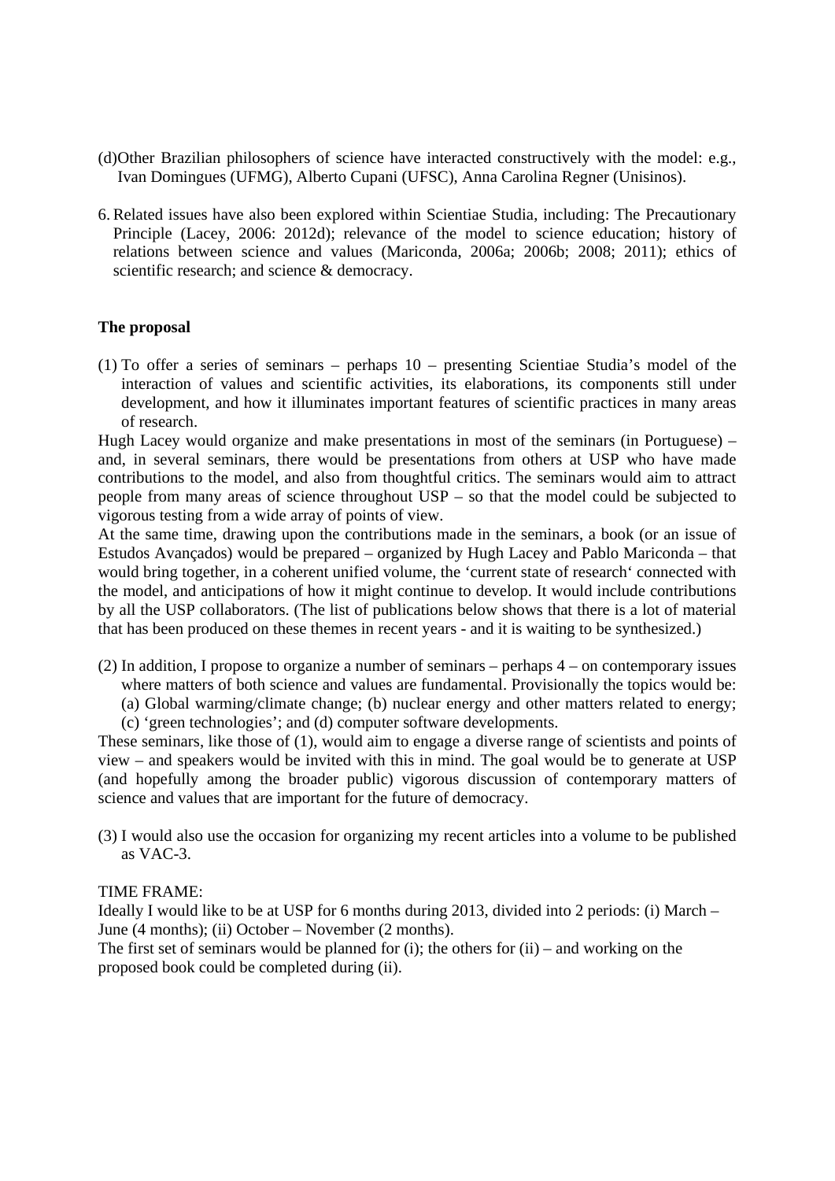(d) Other Brazilian philosophers of science have interacted constructively with the model: e.g., Ivan Domingues (UFMG), Alberto Cupani (UFSC), Anna Carolina Regner (Unisinos).

6. Related issues have also been explored within Scientiae Studia, including: The Precautionary Principle (Lacey, 2006: 2012d); relevance of the model to science education; history of relations between science and values (Mariconda, 2006a; 2006b; 2008; 2011); ethics of scientific research; and science & democracy.

**The proposal**

(1) To offer a series of seminars – perhaps 10 – presenting Scientiae Studia's model of the interaction of values and scientific activities, its elaborations, its components still under development, and how it illuminates important features of scientific practices in many areas of research.

Hugh Lacey would organize and make presentations in most of the seminars (in Portuguese) – and, in several seminars, there would be presentations from others at USP who have made contributions to the model, and also from thoughtful critics. The seminars would aim to attract people from many areas of science throughout USP – so that the model could be subjected to vigorous testing from a wide array of points of view.

At the same time, drawing upon the contributions made in the seminars, a book (or an issue of Estudos Avançados) would be prepared – organized by Hugh Lacey and Pablo Mariconda – that would bring together, in a coherent unified volume, the 'current state of research' connected with the model, and anticipations of how it might continue to develop. It would include contributions by all the USP collaborators. (The list of publications below shows that there is a lot of material that has been produced on these themes in recent years - and it is waiting to be synthesized.)

(2) In addition, I propose to organize a number of seminars – perhaps 4 – on contemporary issues where matters of both science and values are fundamental. Provisionally the topics would be: (a) Global warming/climate change; (b) nuclear energy and other matters related to energy; (c) 'green technologies'; and (d) computer software developments.

These seminars, like those of (1), would aim to engage a diverse range of scientists and points of view – and speakers would be invited with this in mind. The goal would be to generate at USP (and hopefully among the broader public) vigorous discussion of contemporary matters of science and values that are important for the future of democracy.

(3) I would also use the occasion for organizing my recent articles into a volume to be published as VAC-3.

TIME FRAME:

Ideally I would like to be at USP for 6 months during 2013, divided into 2 periods: (i) March – June (4 months); (ii) October – November (2 months).

The first set of seminars would be planned for (i); the others for (ii) – and working on the proposed book could be completed during (ii).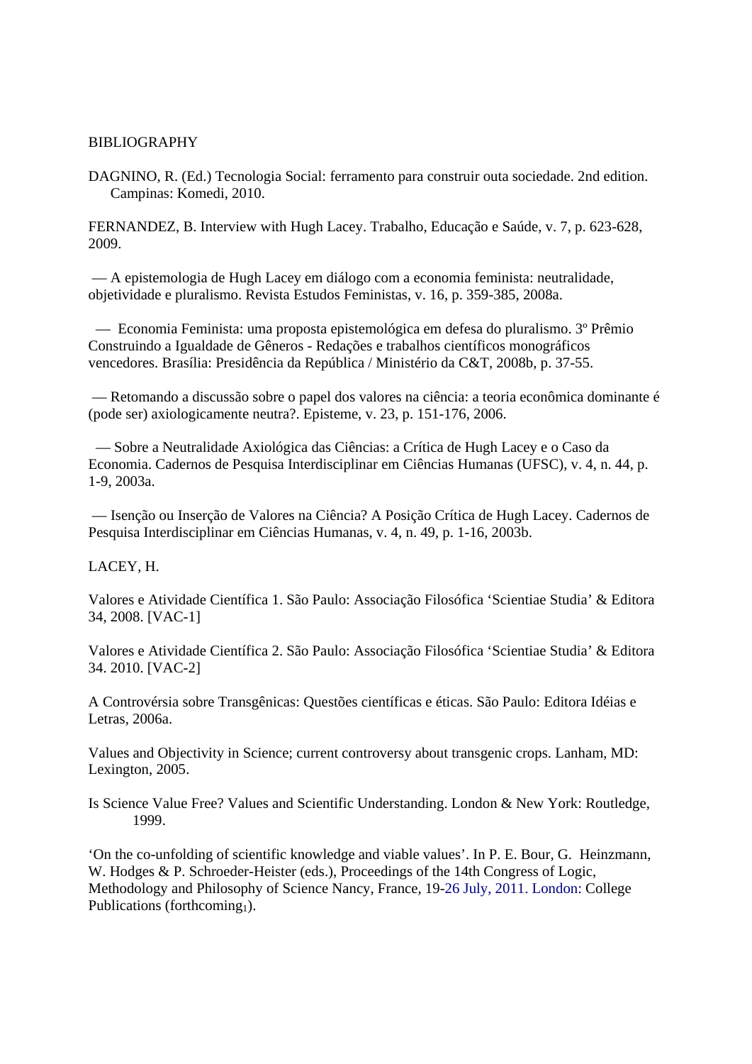BIBLIOGRAPHY

DAGNINO, R. (Ed.) Tecnologia Social: ferramento para construir outa sociedade. 2nd edition. Campinas: Komedi, 2010.

FERNANDEZ, B. Interview with Hugh Lacey. Trabalho, Educação e Saúde, v. 7, p. 623-628, 2009.

— A epistemologia de Hugh Lacey em diálogo com a economia feminista: neutralidade, objetividade e pluralismo. Revista Estudos Feministas, v. 16, p. 359-385, 2008a.

— Economia Feminista: uma proposta epistemológica em defesa do pluralismo. 3º Prêmio Construindo a Igualdade de Gêneros - Redações e trabalhos científicos monográficos vencedores. Brasília: Presidência da República / Ministério da C&T, 2008b, p. 37-55.

— Retomando a discussão sobre o papel dos valores na ciência: a teoria econômica dominante é (pode ser) axiologicamente neutra?. Episteme, v. 23, p. 151-176, 2006.

— Sobre a Neutralidade Axiológica das Ciências: a Crítica de Hugh Lacey e o Caso da Economia. Cadernos de Pesquisa Interdisciplinar em Ciências Humanas (UFSC), v. 4, n. 44, p. 1-9, 2003a.

— Isenção ou Inserção de Valores na Ciência? A Posição Crítica de Hugh Lacey. Cadernos de Pesquisa Interdisciplinar em Ciências Humanas, v. 4, n. 49, p. 1-16, 2003b.

LACEY, H.

Valores e Atividade Científica 1. São Paulo: Associação Filosófica 'Scientiae Studia' & Editora 34, 2008. [VAC-1]

Valores e Atividade Científica 2. São Paulo: Associação Filosófica 'Scientiae Studia' & Editora 34. 2010. [VAC-2]

A Controvérsia sobre Transgênicas: Questões científicas e éticas. São Paulo: Editora Idéias e Letras, 2006a.

Values and Objectivity in Science; current controversy about transgenic crops. Lanham, MD: Lexington, 2005.

Is Science Value Free? Values and Scientific Understanding. London & New York: Routledge, 1999.

'On the co-unfolding of scientific knowledge and viable values'. In P. E. Bour, G. Heinzmann, W. Hodges & P. Schroeder-Heister (eds.), Proceedings of the 14th Congress of Logic, Methodology and Philosophy of Science Nancy, France, 19-26 July, 2011. London: College Publications (forthcoming$_1$).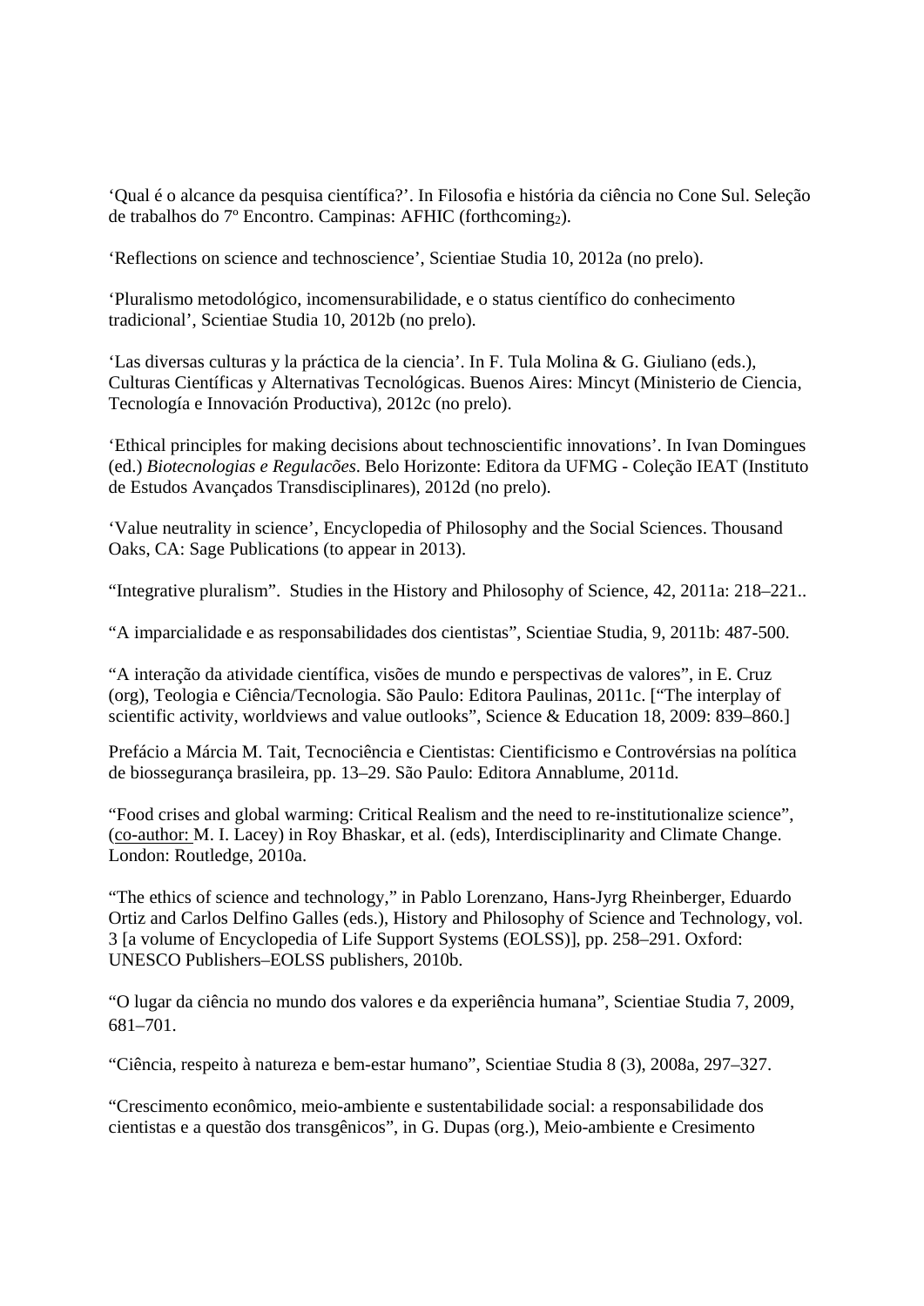'Qual é o alcance da pesquisa científica?'. In Filosofia e história da ciência no Cone Sul. Seleção de trabalhos do 7º Encontro. Campinas: AFHIC (forthcoming[2]).

'Reflections on science and technoscience', Scientiae Studia 10, 2012a (no prelo).

'Pluralismo metodológico, incomensurabilidade, e o status científico do conhecimento tradicional', Scientiae Studia 10, 2012b (no prelo).

'Las diversas culturas y la práctica de la ciencia'. In F. Tula Molina & G. Giuliano (eds.), Culturas Científicas y Alternativas Tecnológicas. Buenos Aires: Mincyt (Ministerio de Ciencia, Tecnología e Innovación Productiva), 2012c (no prelo).

'Ethical principles for making decisions about technoscientific innovations'. In Ivan Domingues (ed.) *Biotecnologias e Regulacões*. Belo Horizonte: Editora da UFMG - Coleção IEAT (Instituto de Estudos Avançados Transdisciplinares), 2012d (no prelo).

'Value neutrality in science', Encyclopedia of Philosophy and the Social Sciences. Thousand Oaks, CA: Sage Publications (to appear in 2013).

"Integrative pluralism". Studies in the History and Philosophy of Science, 42, 2011a: 218–221..

"A imparcialidade e as responsabilidades dos cientistas", Scientiae Studia, 9, 2011b: 487-500.

"A interação da atividade científica, visões de mundo e perspectivas de valores", in E. Cruz (org), Teologia e Ciência/Tecnologia. São Paulo: Editora Paulinas, 2011c. ["The interplay of scientific activity, worldviews and value outlooks", Science & Education 18, 2009: 839–860.]

Prefácio a Márcia M. Tait, Tecnociência e Cientistas: Cientificismo e Controvérsias na política de biossegurança brasileira, pp. 13–29. São Paulo: Editora Annablume, 2011d.

"Food crises and global warming: Critical Realism and the need to re-institutionalize science", (co-author: M. I. Lacey) in Roy Bhaskar, et al. (eds), Interdisciplinarity and Climate Change. London: Routledge, 2010a.

"The ethics of science and technology," in Pablo Lorenzano, Hans-Jyrg Rheinberger, Eduardo Ortiz and Carlos Delfino Galles (eds.), History and Philosophy of Science and Technology, vol. 3 [a volume of Encyclopedia of Life Support Systems (EOLSS)], pp. 258–291. Oxford: UNESCO Publishers–EOLSS publishers, 2010b.

"O lugar da ciência no mundo dos valores e da experiência humana", Scientiae Studia 7, 2009, 681–701.

"Ciência, respeito à natureza e bem-estar humano", Scientiae Studia 8 (3), 2008a, 297–327.

"Crescimento econômico, meio-ambiente e sustentabilidade social: a responsabilidade dos cientistas e a questão dos transgênicos", in G. Dupas (org.), Meio-ambiente e Cresimento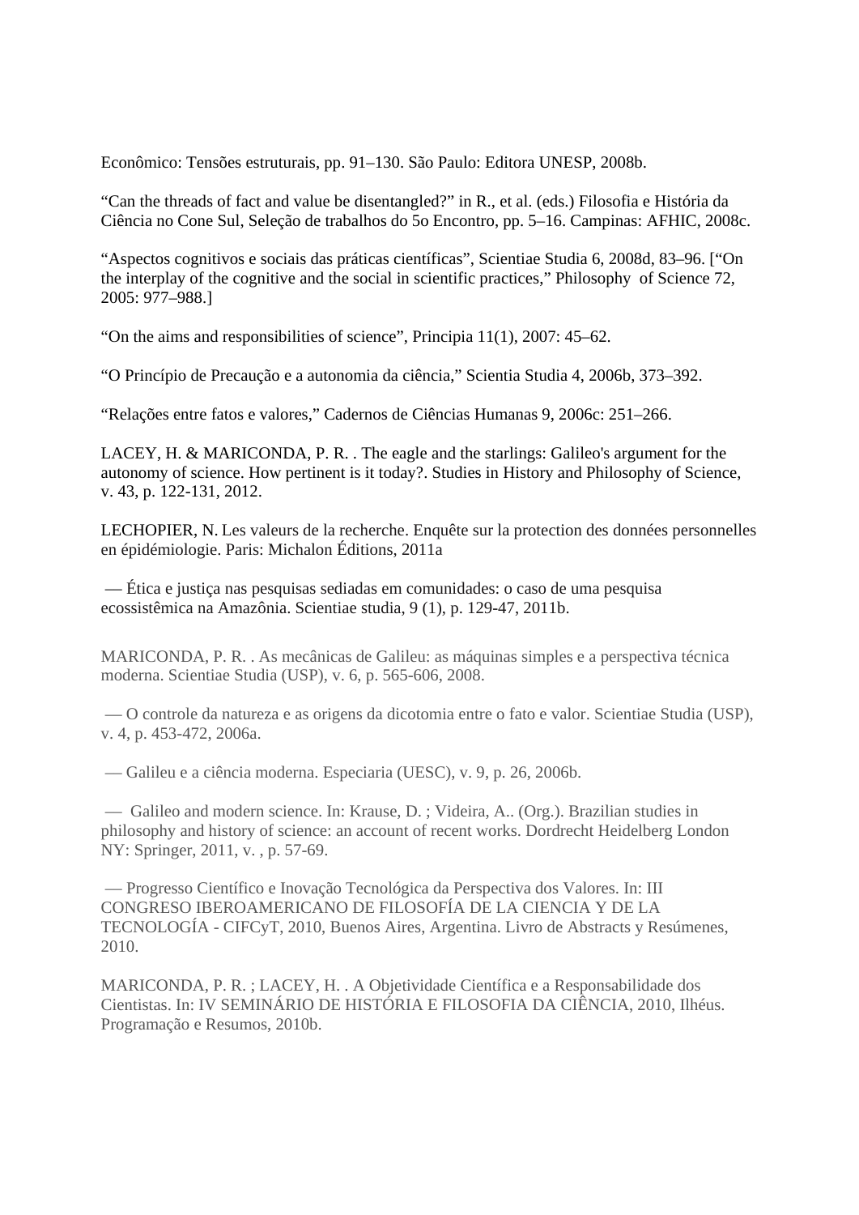Econômico: Tensões estruturais, pp. 91–130. São Paulo: Editora UNESP, 2008b.

"Can the threads of fact and value be disentangled?" in R., et al. (eds.) Filosofia e História da Ciência no Cone Sul, Seleção de trabalhos do 5o Encontro, pp. 5–16. Campinas: AFHIC, 2008c.

"Aspectos cognitivos e sociais das práticas científicas", Scientiae Studia 6, 2008d, 83–96. ["On the interplay of the cognitive and the social in scientific practices," Philosophy of Science 72, 2005: 977–988.]

"On the aims and responsibilities of science", Principia 11(1), 2007: 45–62.

"O Princípio de Precaução e a autonomia da ciência," Scientia Studia 4, 2006b, 373–392.

"Relações entre fatos e valores," Cadernos de Ciências Humanas 9, 2006c: 251–266.

LACEY, H. & MARICONDA, P. R. . The eagle and the starlings: Galileo's argument for the autonomy of science. How pertinent is it today?. Studies in History and Philosophy of Science, v. 43, p. 122-131, 2012.

LECHOPIER, N. Les valeurs de la recherche. Enquête sur la protection des données personnelles en épidémiologie. Paris: Michalon Éditions, 2011a

— Ética e justiça nas pesquisas sediadas em comunidades: o caso de uma pesquisa ecossistêmica na Amazônia. Scientiae studia, 9 (1), p. 129-47, 2011b.

MARICONDA, P. R. . As mecânicas de Galileu: as máquinas simples e a perspectiva técnica moderna. Scientiae Studia (USP), v. 6, p. 565-606, 2008.

— O controle da natureza e as origens da dicotomia entre o fato e valor. Scientiae Studia (USP), v. 4, p. 453-472, 2006a.

— Galileu e a ciência moderna. Especiaria (UESC), v. 9, p. 26, 2006b.

— Galileo and modern science. In: Krause, D. ; Videira, A.. (Org.). Brazilian studies in philosophy and history of science: an account of recent works. Dordrecht Heidelberg London NY: Springer, 2011, v. , p. 57-69.

— Progresso Científico e Inovação Tecnológica da Perspectiva dos Valores. In: III CONGRESO IBEROAMERICANO DE FILOSOFÍA DE LA CIENCIA Y DE LA TECNOLOGÍA - CIFCyT, 2010, Buenos Aires, Argentina. Livro de Abstracts y Resúmenes, 2010.

MARICONDA, P. R. ; LACEY, H. . A Objetividade Científica e a Responsabilidade dos Cientistas. In: IV SEMINÁRIO DE HISTÓRIA E FILOSOFIA DA CIÊNCIA, 2010, Ilhéus. Programação e Resumos, 2010b.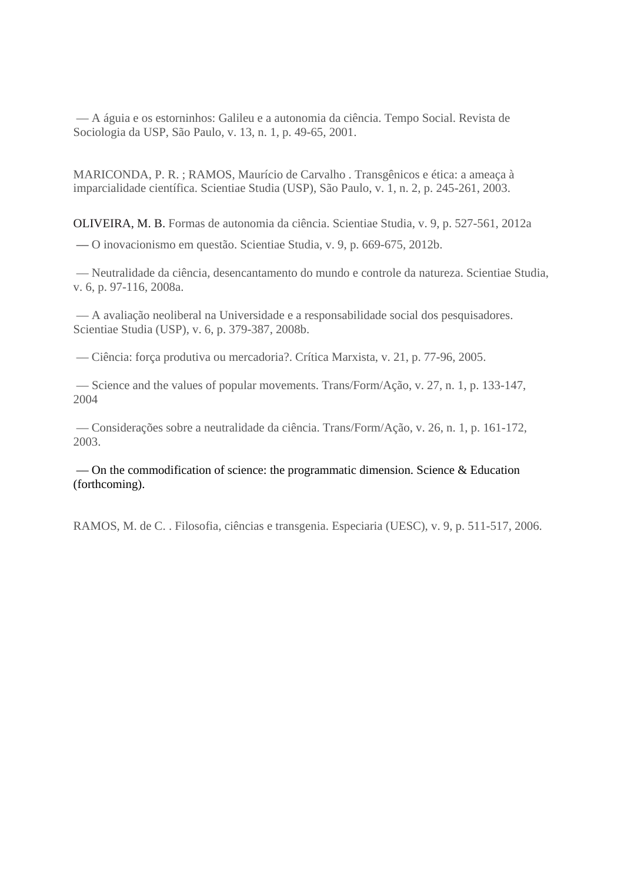— A águia e os estorninhos: Galileu e a autonomia da ciência. Tempo Social. Revista de Sociologia da USP, São Paulo, v. 13, n. 1, p. 49-65, 2001.

MARICONDA, P. R. ; RAMOS, Maurício de Carvalho . Transgênicos e ética: a ameaça à imparcialidade científica. Scientiae Studia (USP), São Paulo, v. 1, n. 2, p. 245-261, 2003.

OLIVEIRA, M. B. Formas de autonomia da ciência. Scientiae Studia, v. 9, p. 527-561, 2012a

— O inovacionismo em questão. Scientiae Studia, v. 9, p. 669-675, 2012b.

— Neutralidade da ciência, desencantamento do mundo e controle da natureza. Scientiae Studia, v. 6, p. 97-116, 2008a.

— A avaliação neoliberal na Universidade e a responsabilidade social dos pesquisadores. Scientiae Studia (USP), v. 6, p. 379-387, 2008b.

— Ciência: força produtiva ou mercadoria?. Crítica Marxista, v. 21, p. 77-96, 2005.

— Science and the values of popular movements. Trans/Form/Ação, v. 27, n. 1, p. 133-147, 2004

— Considerações sobre a neutralidade da ciência. Trans/Form/Ação, v. 26, n. 1, p. 161-172, 2003.

— On the commodification of science: the programmatic dimension. Science & Education (forthcoming).

RAMOS, M. de C. . Filosofia, ciências e transgenia. Especiaria (UESC), v. 9, p. 511-517, 2006.